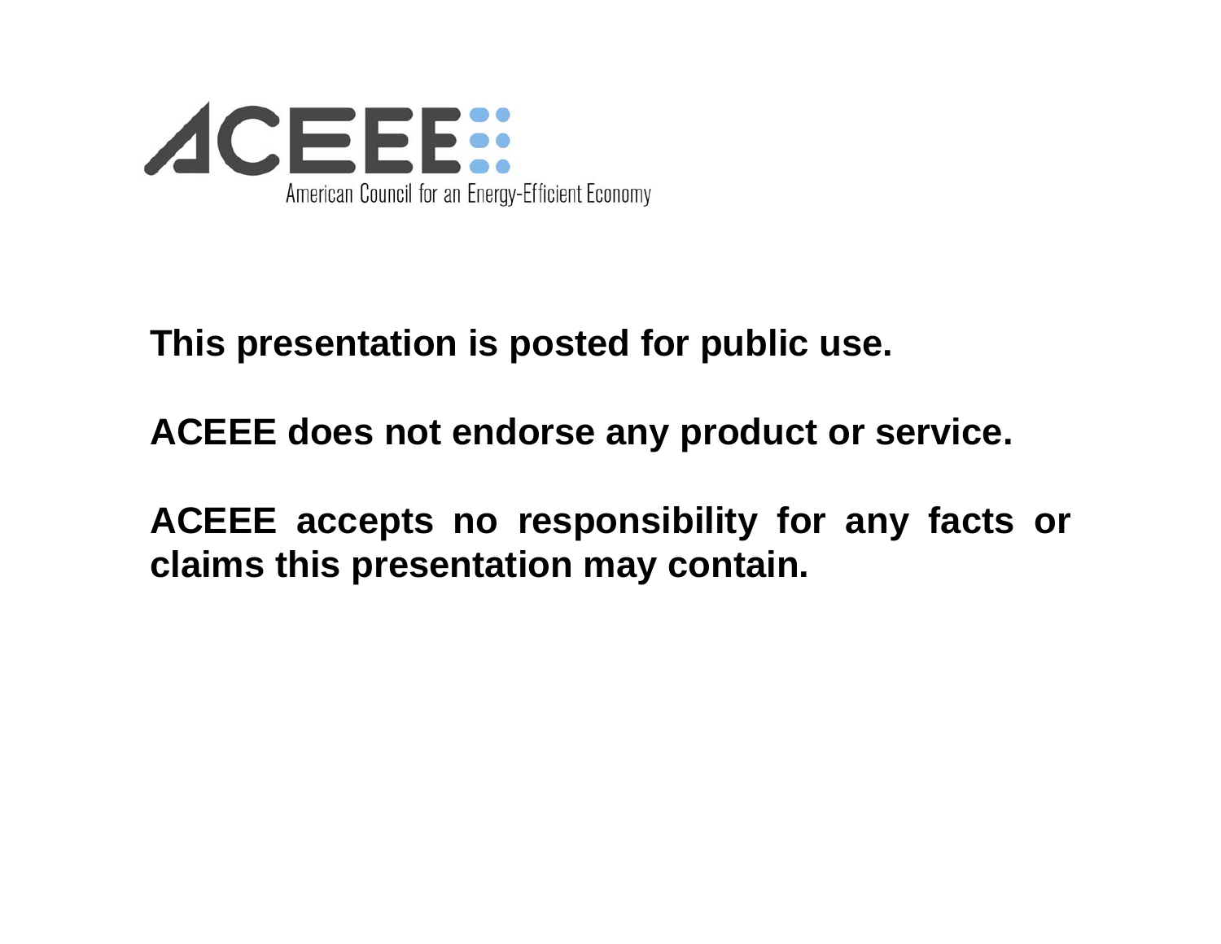ACEEE

American Council for an Energy-Efficient Economy

**This presentation is posted for public use.**

**ACEEE does not endorse any product or service.**

**ACEEE accepts no responsibility for any facts or claims this presentation may contain.**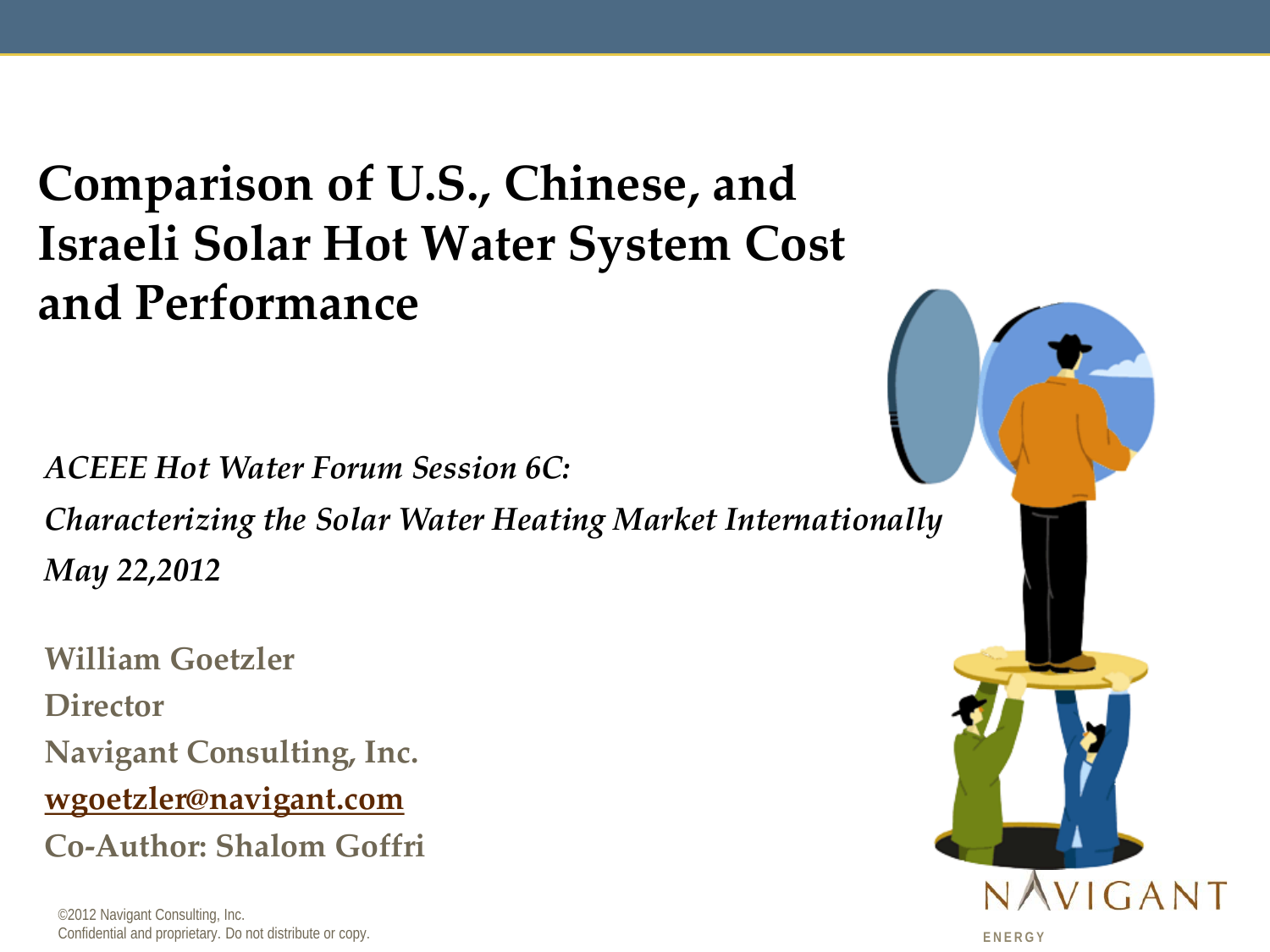# Comparison of U.S., Chinese, and Israeli Solar Hot Water System Cost and Performance

*ACEEE Hot Water Forum Session 6C:*

*Characterizing the Solar Water Heating Market Internationally*

*May 22,2012*

**William Goetzler**

**Director**

**Navigant Consulting, Inc.**

**wgoetzler@navigant.com**

**Co-Author: Shalom Goffri**

©2012 Navigant Consulting, Inc.
Confidential and proprietary. Do not distribute or copy.

NAVIGANT

ENERGY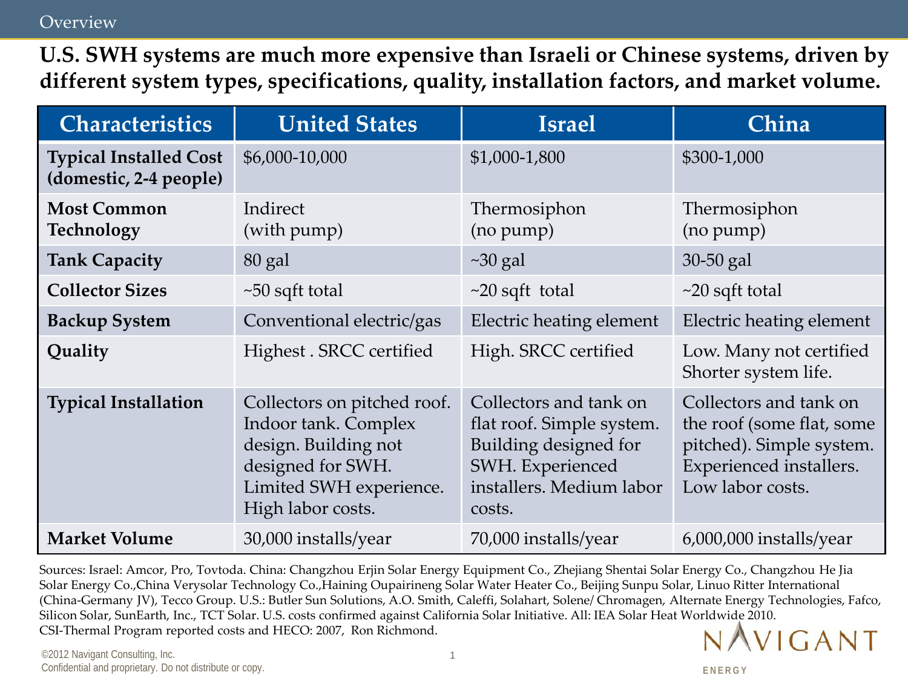# U.S. SWH systems are much more expensive than Israeli or Chinese systems, driven by different system types, specifications, quality, installation factors, and market volume.

| Characteristics | United States | Israel | China |
|---|---|---|---|
| **Typical Installed Cost (domestic, 2-4 people)** | $6,000-10,000 | $1,000-1,800 | $300-1,000 |
| **Most Common Technology** | Indirect (with pump) | Thermosiphon (no pump) | Thermosiphon (no pump) |
| **Tank Capacity** | 80 gal | ~30 gal | 30-50 gal |
| **Collector Sizes** | ~50 sqft total | ~20 sqft total | ~20 sqft total |
| **Backup System** | Conventional electric/gas | Electric heating element | Electric heating element |
| **Quality** | Highest . SRCC certified | High. SRCC certified | Low. Many not certified Shorter system life. |
| **Typical Installation** | Collectors on pitched roof. Indoor tank. Complex design. Building not designed for SWH. Limited SWH experience. High labor costs. | Collectors and tank on flat roof. Simple system. Building designed for SWH. Experienced installers. Medium labor costs. | Collectors and tank on the roof (some flat, some pitched). Simple system. Experienced installers. Low labor costs. |
| **Market Volume** | 30,000 installs/year | 70,000 installs/year | 6,000,000 installs/year |

Sources: Israel: Amcor, Pro, Tovtoda. China: Changzhou Erjin Solar Energy Equipment Co., Zhejiang Shentai Solar Energy Co., Changzhou He Jia Solar Energy Co.,China Verysolar Technology Co.,Haining Oupairineng Solar Water Heater Co., Beijing Sunpu Solar, Linuo Ritter International (China-Germany JV), Tecco Group. U.S.: Butler Sun Solutions, A.O. Smith, Caleffi, Solahart, Solene/ Chromagen, Alternate Energy Technologies, Fafco, Silicon Solar, SunEarth, Inc., TCT Solar. U.S. costs confirmed against California Solar Initiative. All: IEA Solar Heat Worldwide 2010. CSI-Thermal Program reported costs and HECO: 2007, Ron Richmond.

©2012 Navigant Consulting, Inc.
Confidential and proprietary. Do not distribute or copy.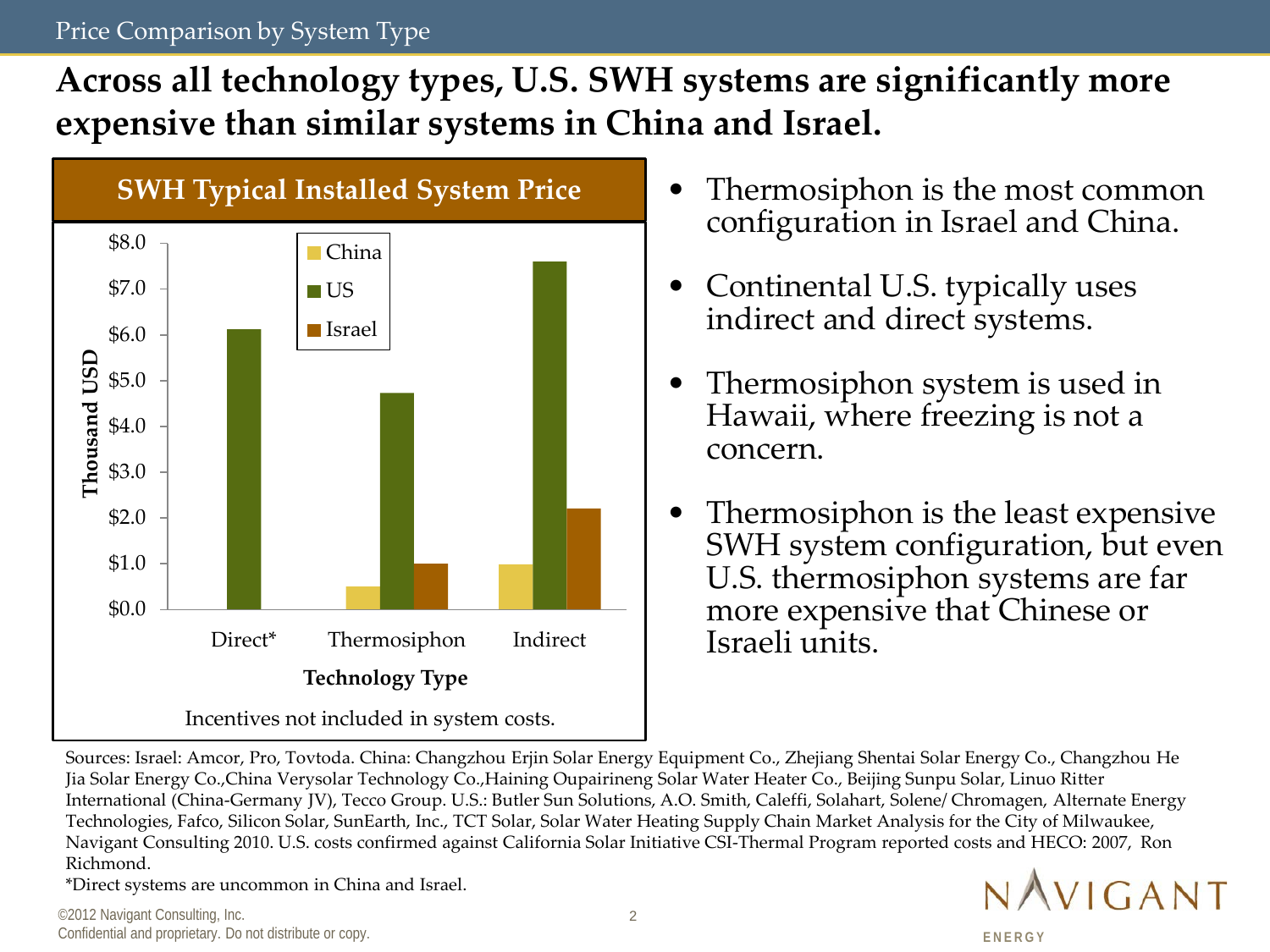Price Comparison by System Type

# Across all technology types, U.S. SWH systems are significantly more expensive than similar systems in China and Israel.

**SWH Typical Installed System Price**

$8.0
$7.0
$6.0
$5.0
$4.0
$3.0
$2.0
$1.0
$0.0

Thousand USD

China
US
Israel

Direct*
Thermosiphon
Indirect

Technology Type

Incentives not included in system costs.

- Thermosiphon is the most common configuration in Israel and China.
- Continental U.S. typically uses indirect and direct systems.
- Thermosiphon system is used in Hawaii, where freezing is not a concern.
- Thermosiphon is the least expensive SWH system configuration, but even U.S. thermosiphon systems are far more expensive that Chinese or Israeli units.

Sources: Israel: Amcor, Pro, Tovtoda. China: Changzhou Erjin Solar Energy Equipment Co., Zhejiang Shentai Solar Energy Co., Changzhou He Jia Solar Energy Co.,China Verysolar Technology Co.,Haining Oupairineng Solar Water Heater Co., Beijing Sunpu Solar, Linuo Ritter International (China-Germany JV), Tecco Group. U.S.: Butler Sun Solutions, A.O. Smith, Caleffi, Solahart, Solene/ Chromagen, Alternate Energy Technologies, Fafco, Silicon Solar, SunEarth, Inc., TCT Solar, Solar Water Heating Supply Chain Market Analysis for the City of Milwaukee, Navigant Consulting 2010. U.S. costs confirmed against California Solar Initiative CSI-Thermal Program reported costs and HECO: 2007, Ron Richmond.

*Direct systems are uncommon in China and Israel.

©2012 Navigant Consulting, Inc.
Confidential and proprietary. Do not distribute or copy.

NAVIGANT ENERGY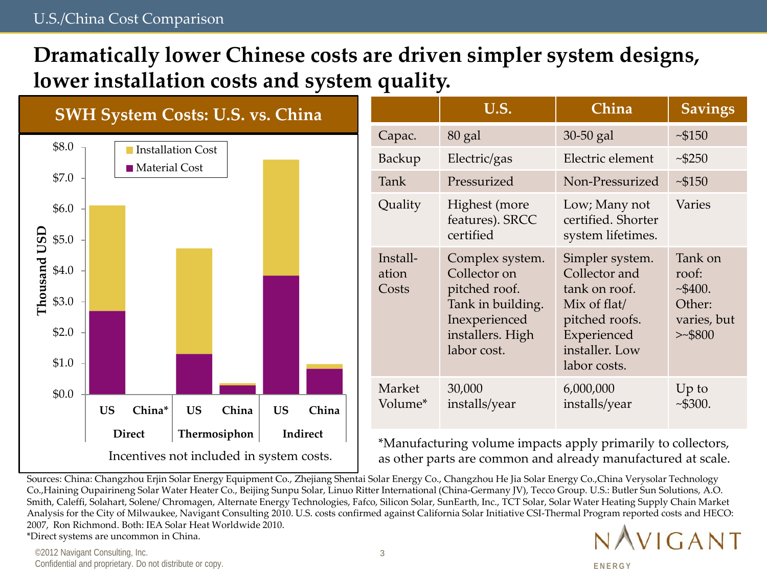U.S./China Cost Comparison

# Dramatically lower Chinese costs are driven simpler system designs, lower installation costs and system quality.

## SWH System Costs: U.S. vs. China

Installation Cost
Material Cost

Thousand USD

$8.0
$7.0
$6.0
$5.0
$4.0
$3.0
$2.0
$1.0
$0.0

US China* US China US China

Direct Thermosiphon Indirect

Incentives not included in system costs.

| | U.S. | China | Savings |
|---|---|---|---|
| Capac. | 80 gal | 30-50 gal | ~$150 |
| Backup | Electric/gas | Electric element | ~$250 |
| Tank | Pressurized | Non-Pressurized | ~$150 |
| Quality | Highest (more features). SRCC certified | Low; Many not certified. Shorter system lifetimes. | Varies |
| Install-ation Costs | Complex system. Collector on pitched roof. Tank in building. Inexperienced installers. High labor cost. | Simpler system. Collector and tank on roof. Mix of flat/ pitched roofs. Experienced installer. Low labor costs. | Tank on roof: ~$400. Other: varies, but >~$800 |
| Market Volume* | 30,000 installs/year | 6,000,000 installs/year | Up to ~$300. |

*Manufacturing volume impacts apply primarily to collectors, as other parts are common and already manufactured at scale.

Sources: China: Changzhou Erjin Solar Energy Equipment Co., Zhejiang Shentai Solar Energy Co., Changzhou He Jia Solar Energy Co.,China Verysolar Technology Co.,Haining Oupairineng Solar Water Heater Co., Beijing Sunpu Solar, Linuo Ritter International (China-Germany JV), Tecco Group. U.S.: Butler Sun Solutions, A.O. Smith, Caleffi, Solahart, Solene/ Chromagen, Alternate Energy Technologies, Fafco, Silicon Solar, SunEarth, Inc., TCT Solar, Solar Water Heating Supply Chain Market Analysis for the City of Milwaukee, Navigant Consulting 2010. U.S. costs confirmed against California Solar Initiative CSI-Thermal Program reported costs and HECO: 2007, Ron Richmond. Both: IEA Solar Heat Worldwide 2010.
*Direct systems are uncommon in China.

©2012 Navigant Consulting, Inc.
Confidential and proprietary. Do not distribute or copy.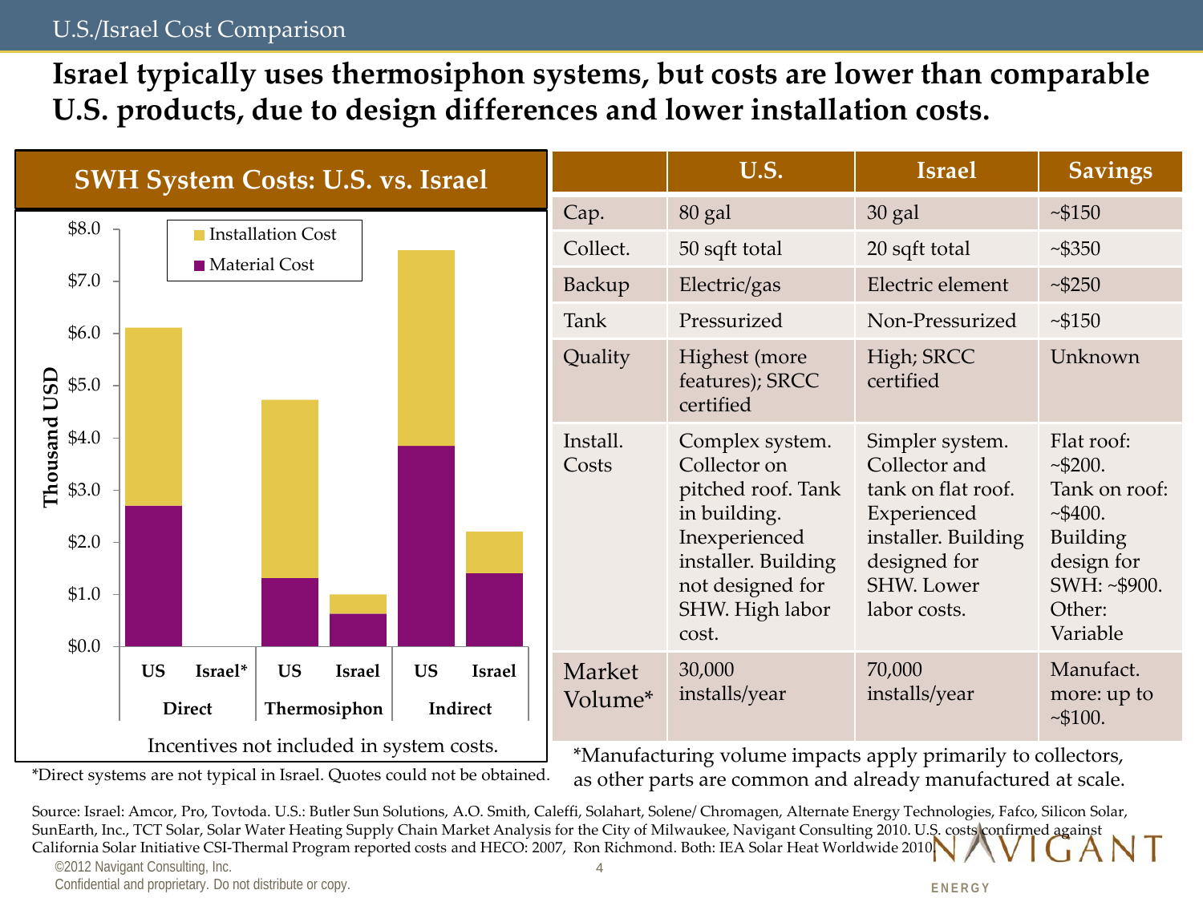U.S./Israel Cost Comparison

# Israel typically uses thermosiphon systems, but costs are lower than comparable U.S. products, due to design differences and lower installation costs.

## SWH System Costs: U.S. vs. Israel

Installation Cost
Material Cost

$8.0
$7.0
$6.0
$5.0
$4.0
$3.0
$2.0
$1.0
$0.0

Thousand USD

US | Israel* | US | Israel | US | Israel

Direct | Thermosiphon | Indirect

Incentives not included in system costs.

*Direct systems are not typical in Israel. Quotes could not be obtained.

| | U.S. | Israel | Savings |
|---|---|---|---|
| Cap. | 80 gal | 30 gal | ~$150 |
| Collect. | 50 sqft total | 20 sqft total | ~$350 |
| Backup | Electric/gas | Electric element | ~$250 |
| Tank | Pressurized | Non-Pressurized | ~$150 |
| Quality | Highest (more features); SRCC certified | High; SRCC certified | Unknown |
| Install. Costs | Complex system. Collector on pitched roof. Tank in building. Inexperienced installer. Building not designed for SHW. High labor cost. | Simpler system. Collector and tank on flat roof. Experienced installer. Building designed for SHW. Lower labor costs. | Flat roof: ~$200. Tank on roof: ~$400. Building design for SWH: ~$900. Other: Variable |
| Market Volume* | 30,000 installs/year | 70,000 installs/year | Manufact. more: up to ~$100. |

*Manufacturing volume impacts apply primarily to collectors, as other parts are common and already manufactured at scale.

Source: Israel: Amcor, Pro, Tovtoda. U.S.: Butler Sun Solutions, A.O. Smith, Caleffi, Solahart, Solene/ Chromagen, Alternate Energy Technologies, Fafco, Silicon Solar, SunEarth, Inc., TCT Solar, Solar Water Heating Supply Chain Market Analysis for the City of Milwaukee, Navigant Consulting 2010. U.S. costs confirmed against California Solar Initiative CSI-Thermal Program reported costs and HECO: 2007, Ron Richmond. Both: IEA Solar Heat Worldwide 2010.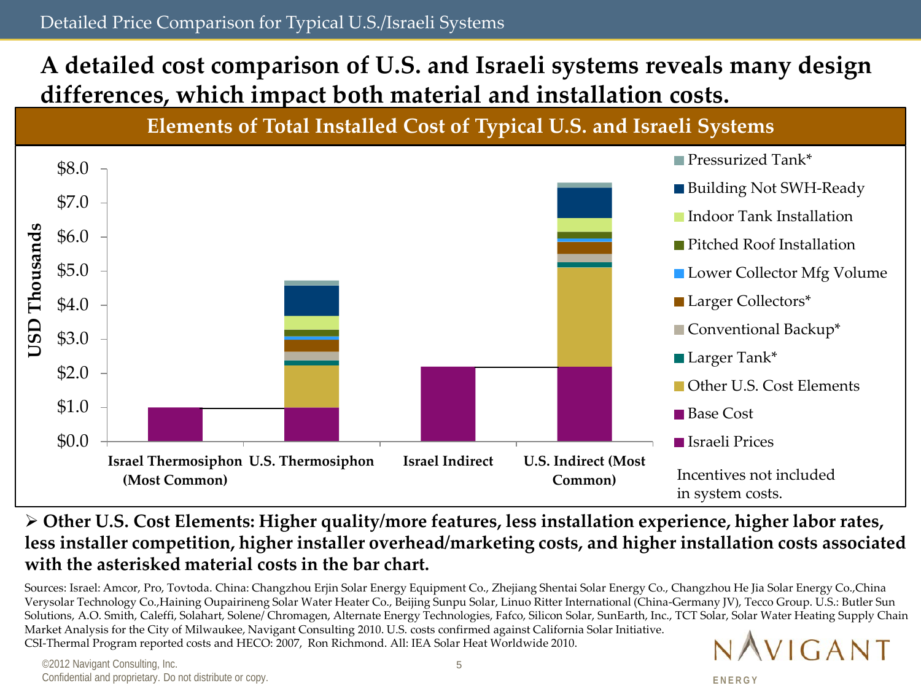Detailed Price Comparison for Typical U.S./Israeli Systems

# A detailed cost comparison of U.S. and Israeli systems reveals many design differences, which impact both material and installation costs.

## Elements of Total Installed Cost of Typical U.S. and Israeli Systems

USD Thousands

$8.0
$7.0
$6.0
$5.0
$4.0
$3.0
$2.0
$1.0
$0.0

Israel Thermosiphon (Most Common)
U.S. Thermosiphon
Israel Indirect
U.S. Indirect (Most Common)

Pressurized Tank*
Building Not SWH-Ready
Indoor Tank Installation
Pitched Roof Installation
Lower Collector Mfg Volume
Larger Collectors*
Conventional Backup*
Larger Tank*
Other U.S. Cost Elements
Base Cost
Israeli Prices

Incentives not included in system costs.

- **Other U.S. Cost Elements: Higher quality/more features, less installation experience, higher labor rates, less installer competition, higher installer overhead/marketing costs, and higher installation costs associated with the asterisked material costs in the bar chart.**

Sources: Israel: Amcor, Pro, Tovtoda. China: Changzhou Erjin Solar Energy Equipment Co., Zhejiang Shentai Solar Energy Co., Changzhou He Jia Solar Energy Co.,China Verysolar Technology Co.,Haining Oupairineng Solar Water Heater Co., Beijing Sunpu Solar, Linuo Ritter International (China-Germany JV), Tecco Group. U.S.: Butler Sun Solutions, A.O. Smith, Caleffi, Solahart, Solene/ Chromagen, Alternate Energy Technologies, Fafco, Silicon Solar, SunEarth, Inc., TCT Solar, Solar Water Heating Supply Chain Market Analysis for the City of Milwaukee, Navigant Consulting 2010. U.S. costs confirmed against California Solar Initiative. CSI-Thermal Program reported costs and HECO: 2007, Ron Richmond. All: IEA Solar Heat Worldwide 2010.

©2012 Navigant Consulting, Inc.
Confidential and proprietary. Do not distribute or copy.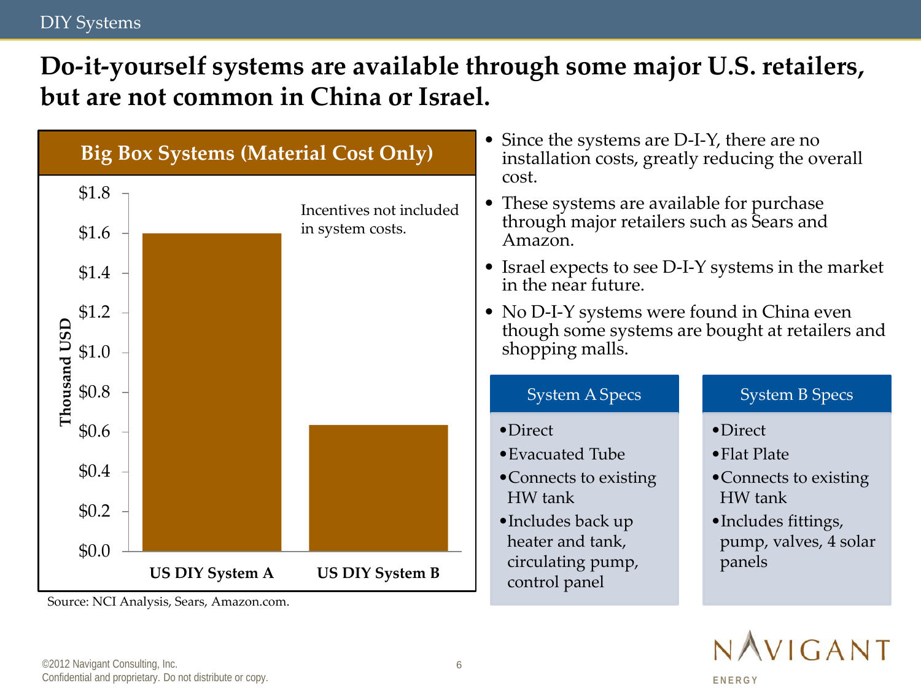# Do-it-yourself systems are available through some major U.S. retailers, but are not common in China or Israel.

**Big Box Systems (Material Cost Only)**

Thousand USD

$1.8
$1.6
$1.4
$1.2
$1.0
$0.8
$0.6
$0.4
$0.2
$0.0

Incentives not included in system costs.

US DIY System A
US DIY System B

Source: NCI Analysis, Sears, Amazon.com.

- Since the systems are D-I-Y, there are no installation costs, greatly reducing the overall cost.
- These systems are available for purchase through major retailers such as Sears and Amazon.
- Israel expects to see D-I-Y systems in the market in the near future.
- No D-I-Y systems were found in China even though some systems are bought at retailers and shopping malls.

| System A Specs | System B Specs |
|---|---|
| • Direct<br>• Evacuated Tube<br>• Connects to existing HW tank<br>• Includes back up heater and tank, circulating pump, control panel | • Direct<br>• Flat Plate<br>• Connects to existing HW tank<br>• Includes fittings, pump, valves, 4 solar panels |

©2012 Navigant Consulting, Inc.
Confidential and proprietary. Do not distribute or copy.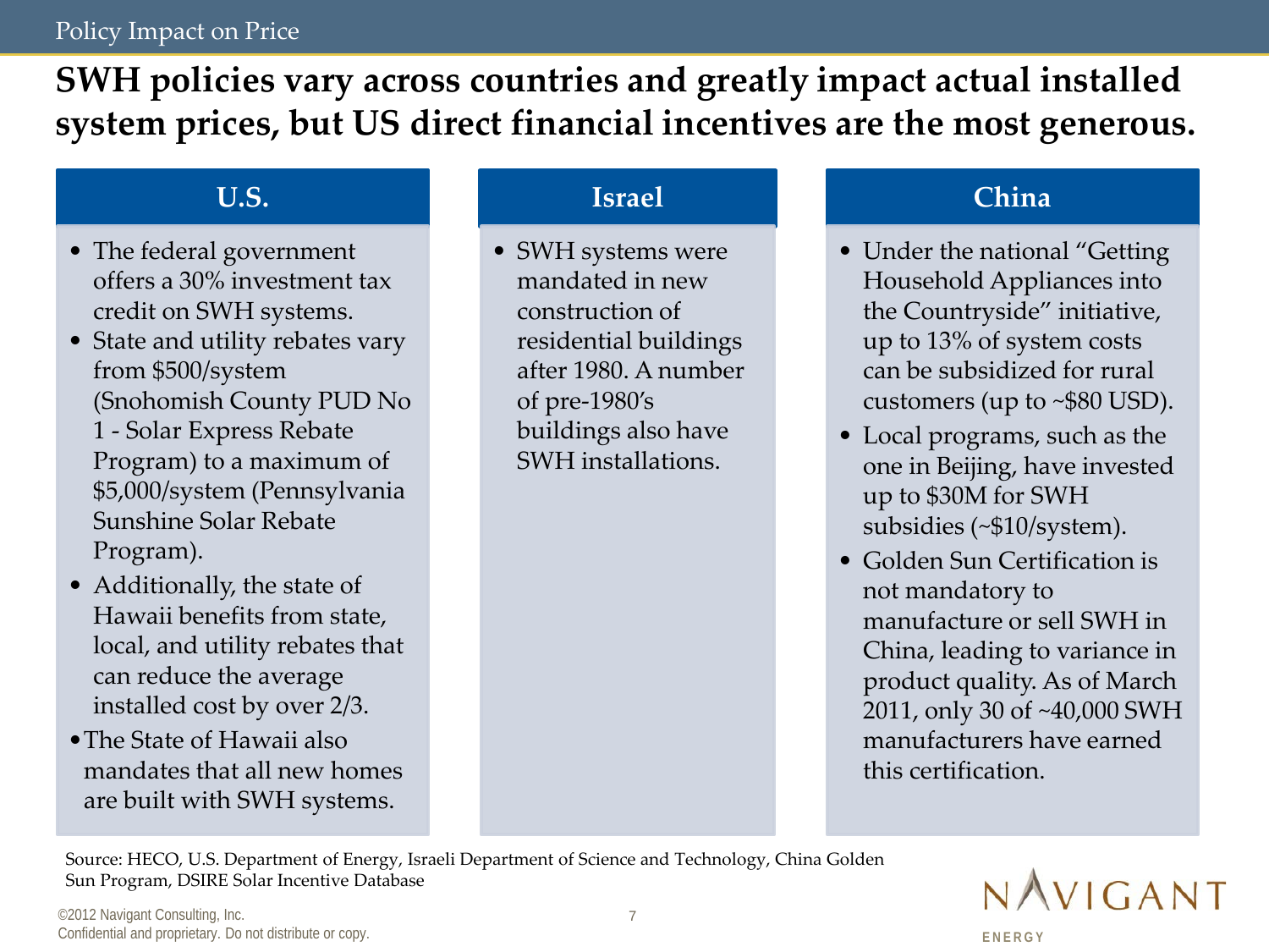Policy Impact on Price

# SWH policies vary across countries and greatly impact actual installed system prices, but US direct financial incentives are the most generous.

## U.S.

- The federal government offers a 30% investment tax credit on SWH systems.
- State and utility rebates vary from $500/system (Snohomish County PUD No 1 - Solar Express Rebate Program) to a maximum of $5,000/system (Pennsylvania Sunshine Solar Rebate Program).
- Additionally, the state of Hawaii benefits from state, local, and utility rebates that can reduce the average installed cost by over 2/3.
- The State of Hawaii also mandates that all new homes are built with SWH systems.

## Israel

- SWH systems were mandated in new construction of residential buildings after 1980. A number of pre-1980's buildings also have SWH installations.

## China

- Under the national "Getting Household Appliances into the Countryside" initiative, up to 13% of system costs can be subsidized for rural customers (up to ~$80 USD).
- Local programs, such as the one in Beijing, have invested up to $30M for SWH subsidies (~$10/system).
- Golden Sun Certification is not mandatory to manufacture or sell SWH in China, leading to variance in product quality. As of March 2011, only 30 of ~40,000 SWH manufacturers have earned this certification.

Source: HECO, U.S. Department of Energy, Israeli Department of Science and Technology, China Golden Sun Program, DSIRE Solar Incentive Database

©2012 Navigant Consulting, Inc.
Confidential and proprietary. Do not distribute or copy.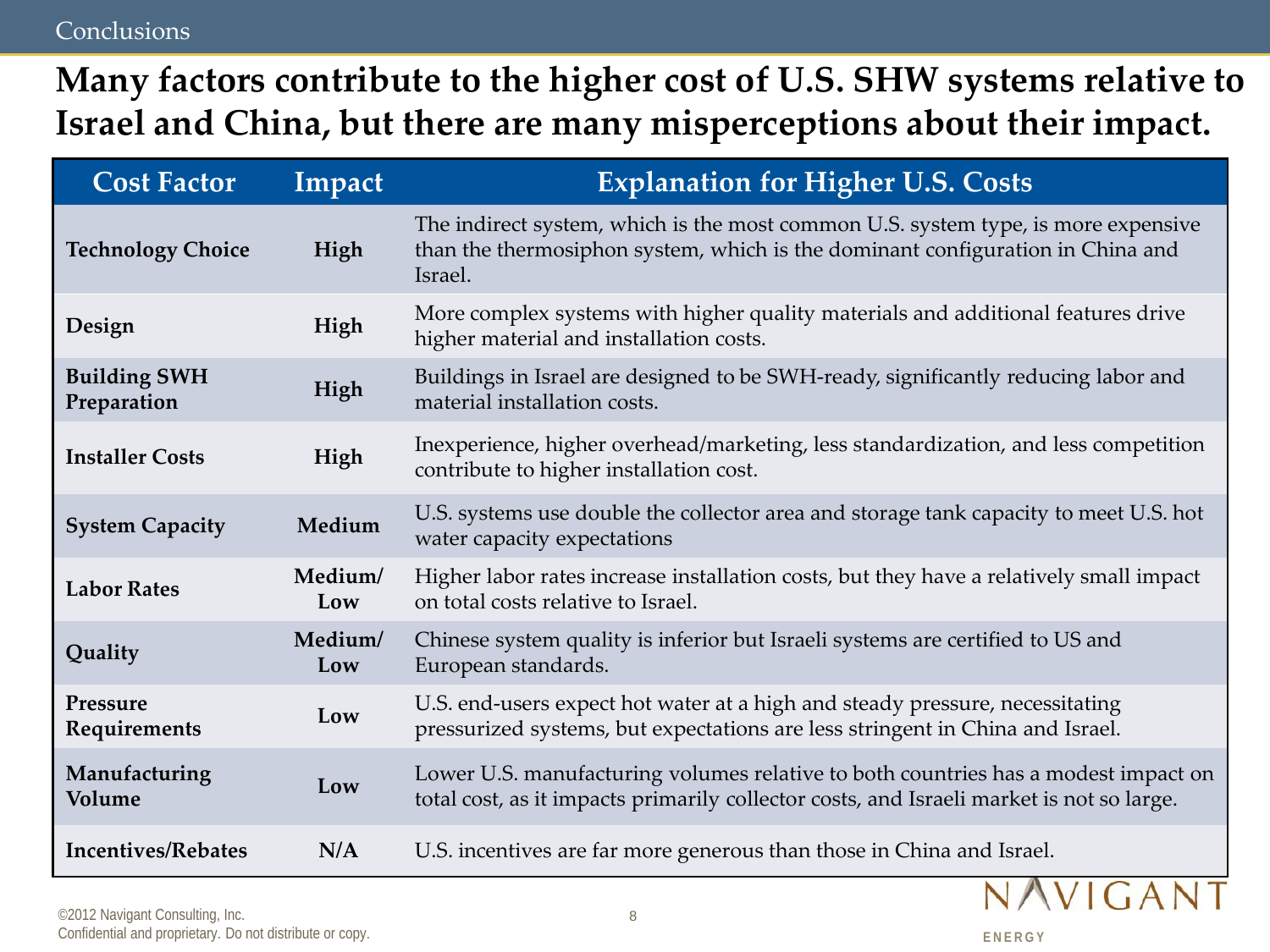Conclusions

# Many factors contribute to the higher cost of U.S. SHW systems relative to Israel and China, but there are many misperceptions about their impact.

| Cost Factor | Impact | Explanation for Higher U.S. Costs |
|---|---|---|
| **Technology Choice** | **High** | The indirect system, which is the most common U.S. system type, is more expensive than the thermosiphon system, which is the dominant configuration in China and Israel. |
| **Design** | **High** | More complex systems with higher quality materials and additional features drive higher material and installation costs. |
| **Building SWH Preparation** | **High** | Buildings in Israel are designed to be SWH-ready, significantly reducing labor and material installation costs. |
| **Installer Costs** | **High** | Inexperience, higher overhead/marketing, less standardization, and less competition contribute to higher installation cost. |
| **System Capacity** | **Medium** | U.S. systems use double the collector area and storage tank capacity to meet U.S. hot water capacity expectations |
| **Labor Rates** | **Medium/ Low** | Higher labor rates increase installation costs, but they have a relatively small impact on total costs relative to Israel. |
| **Quality** | **Medium/ Low** | Chinese system quality is inferior but Israeli systems are certified to US and European standards. |
| **Pressure Requirements** | **Low** | U.S. end-users expect hot water at a high and steady pressure, necessitating pressurized systems, but expectations are less stringent in China and Israel. |
| **Manufacturing Volume** | **Low** | Lower U.S. manufacturing volumes relative to both countries has a modest impact on total cost, as it impacts primarily collector costs, and Israeli market is not so large. |
| **Incentives/Rebates** | **N/A** | U.S. incentives are far more generous than those in China and Israel. |

©2012 Navigant Consulting, Inc.
Confidential and proprietary. Do not distribute or copy.

NAVIGANT ENERGY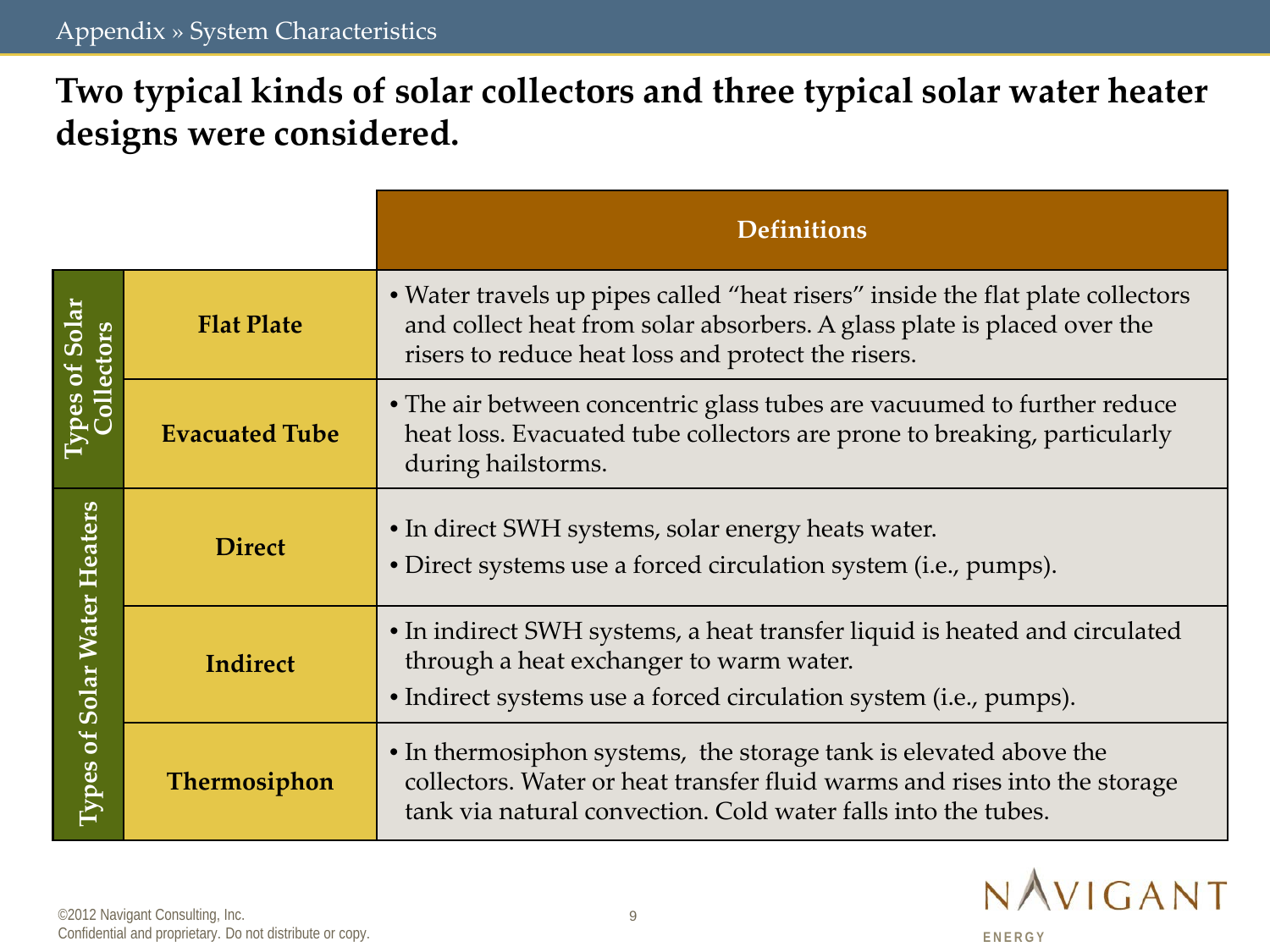Appendix » System Characteristics

# Two typical kinds of solar collectors and three typical solar water heater designs were considered.

| | | Definitions |
|---|---|---|
| Types of Solar Collectors | **Flat Plate** | • Water travels up pipes called "heat risers" inside the flat plate collectors and collect heat from solar absorbers. A glass plate is placed over the risers to reduce heat loss and protect the risers. |
| | **Evacuated Tube** | • The air between concentric glass tubes are vacuumed to further reduce heat loss. Evacuated tube collectors are prone to breaking, particularly during hailstorms. |
| Types of Solar Water Heaters | **Direct** | • In direct SWH systems, solar energy heats water.<br>• Direct systems use a forced circulation system (i.e., pumps). |
| | **Indirect** | • In indirect SWH systems, a heat transfer liquid is heated and circulated through a heat exchanger to warm water.<br>• Indirect systems use a forced circulation system (i.e., pumps). |
| | **Thermosiphon** | • In thermosiphon systems, the storage tank is elevated above the collectors. Water or heat transfer fluid warms and rises into the storage tank via natural convection. Cold water falls into the tubes. |

©2012 Navigant Consulting, Inc.
Confidential and proprietary. Do not distribute or copy.

NAVIGANT ENERGY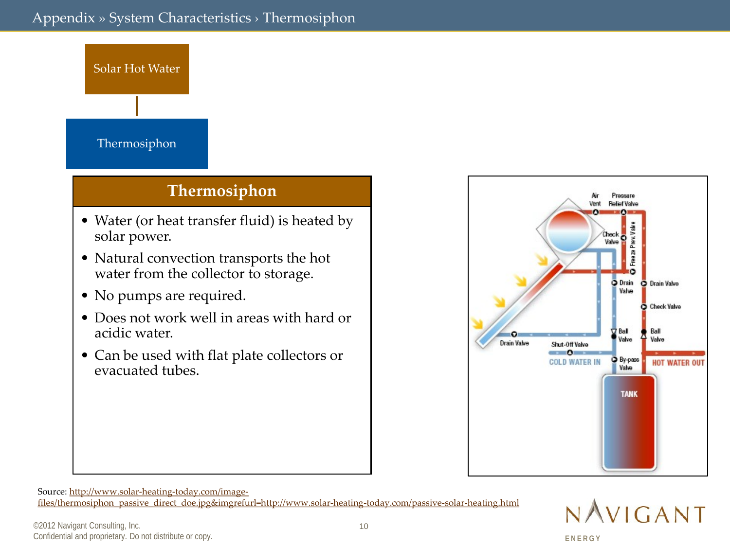Appendix » System Characteristics › Thermosiphon

Solar Hot Water

Thermosiphon

## Thermosiphon

- Water (or heat transfer fluid) is heated by solar power.
- Natural convection transports the hot water from the collector to storage.
- No pumps are required.
- Does not work well in areas with hard or acidic water.
- Can be used with flat plate collectors or evacuated tubes.

Air Vent
Pressure Relief Valve
Check Valve
Freeze Prev. Valve
Drain Valve
Drain Valve
Check Valve
Ball Valve
Ball Valve
Drain Valve
Shut-Off Valve
COLD WATER IN
By-pass Valve
HOT WATER OUT
TANK

Source: http://www.solar-heating-today.com/image-files/thermosiphon_passive_direct_doe.jpg&imgrefurl=http://www.solar-heating-today.com/passive-solar-heating.html

©2012 Navigant Consulting, Inc.
Confidential and proprietary. Do not distribute or copy.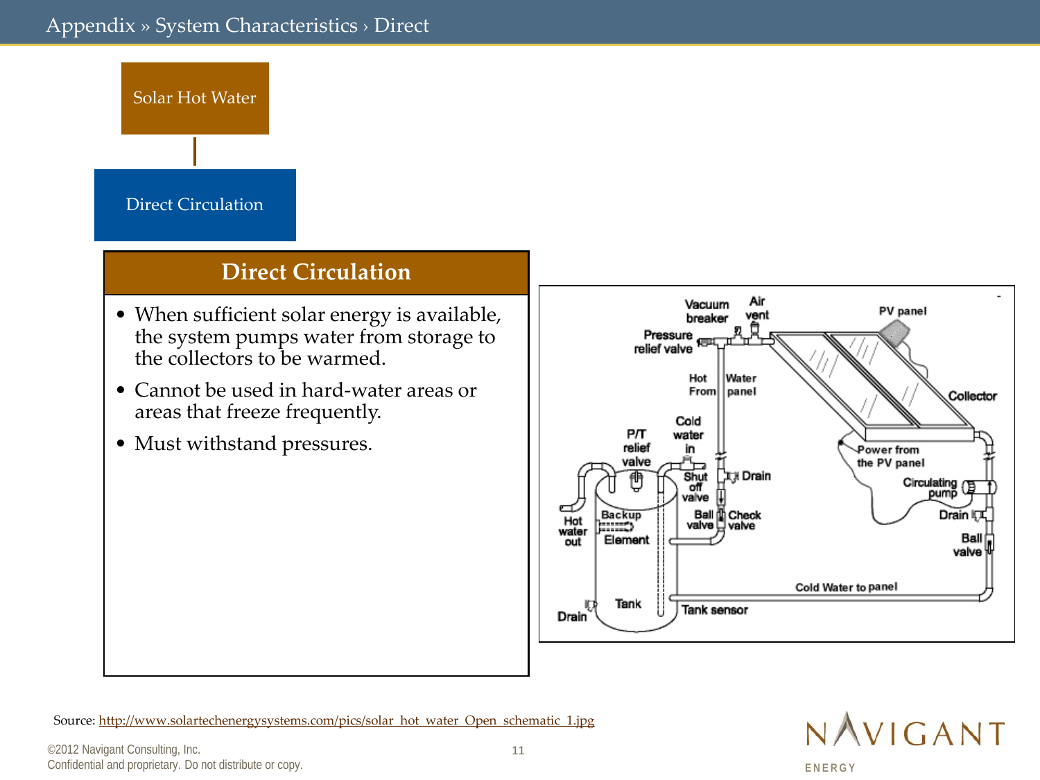Appendix » System Characteristics › Direct

Solar Hot Water

Direct Circulation

## Direct Circulation

- When sufficient solar energy is available, the system pumps water from storage to the collectors to be warmed.
- Cannot be used in hard-water areas or areas that freeze frequently.
- Must withstand pressures.

Vacuum breaker
Air vent
PV panel
Pressure relief valve
Hot From
Water panel
Collector
Cold water in
P/T relief valve
Power from the PV panel
Shut off valve
Drain
Circulating pump
Hot water out
Backup Element
Ball valve
Check valve
Drain
Ball valve
Cold Water to panel
Tank
Tank sensor
Drain

Source: http://www.solartechenergysystems.com/pics/solar_hot_water_Open_schematic_1.jpg

©2012 Navigant Consulting, Inc.
Confidential and proprietary. Do not distribute or copy.

NAVIGANT ENERGY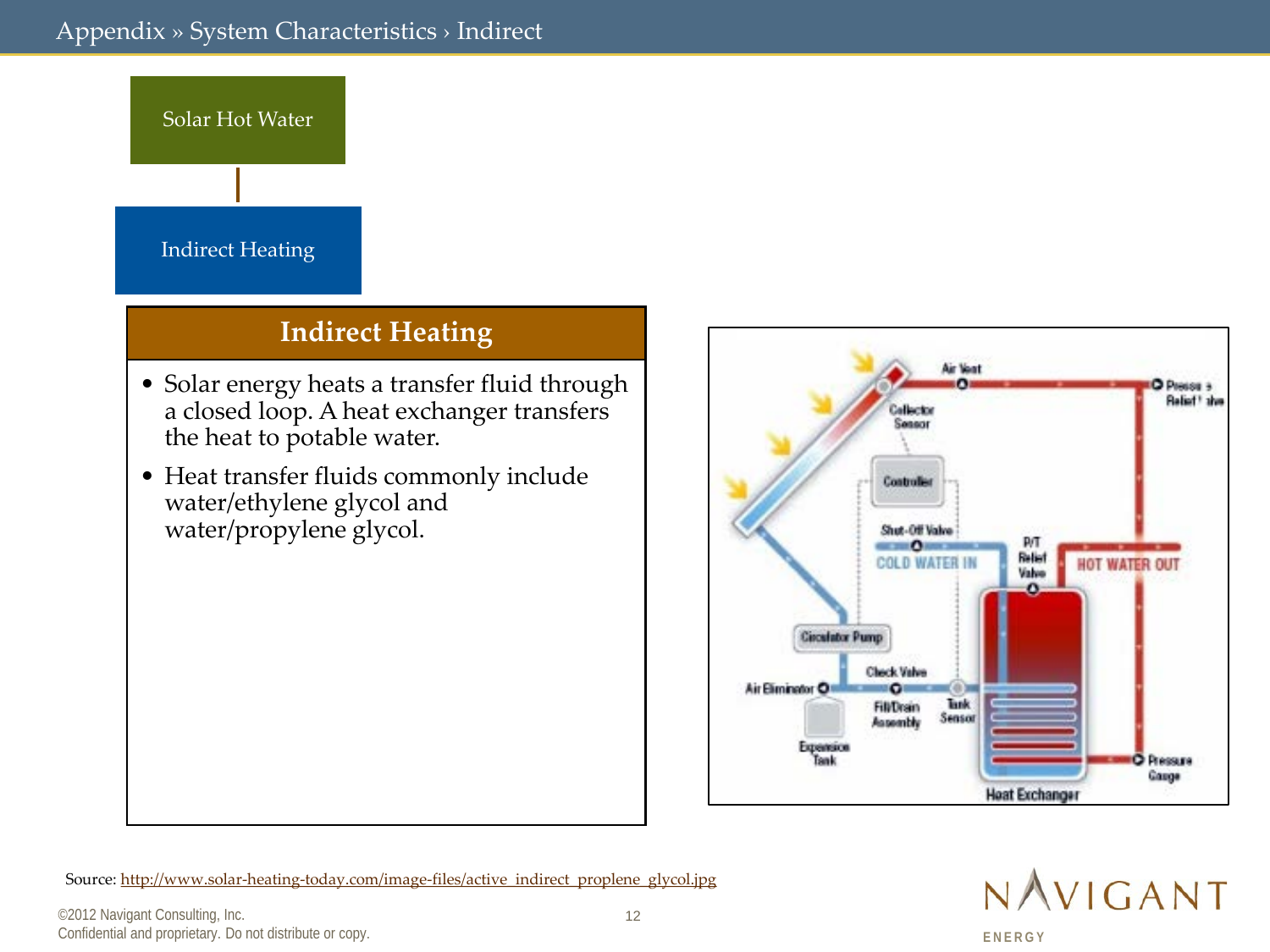Appendix » System Characteristics › Indirect

Solar Hot Water

Indirect Heating

## Indirect Heating

- Solar energy heats a transfer fluid through a closed loop. A heat exchanger transfers the heat to potable water.
- Heat transfer fluids commonly include water/ethylene glycol and water/propylene glycol.

Air Vent
Pressure Relief Valve
Collector Sensor
Controller
Shut-Off Valve
COLD WATER IN
P/T Relief Valve
HOT WATER OUT
Circulator Pump
Check Valve
Air Eliminator
Fill/Drain Assembly
Tank Sensor
Expansion Tank
Pressure Gauge
Heat Exchanger

Source: http://www.solar-heating-today.com/image-files/active_indirect_proplene_glycol.jpg

©2012 Navigant Consulting, Inc.
Confidential and proprietary. Do not distribute or copy.

NAVIGANT ENERGY